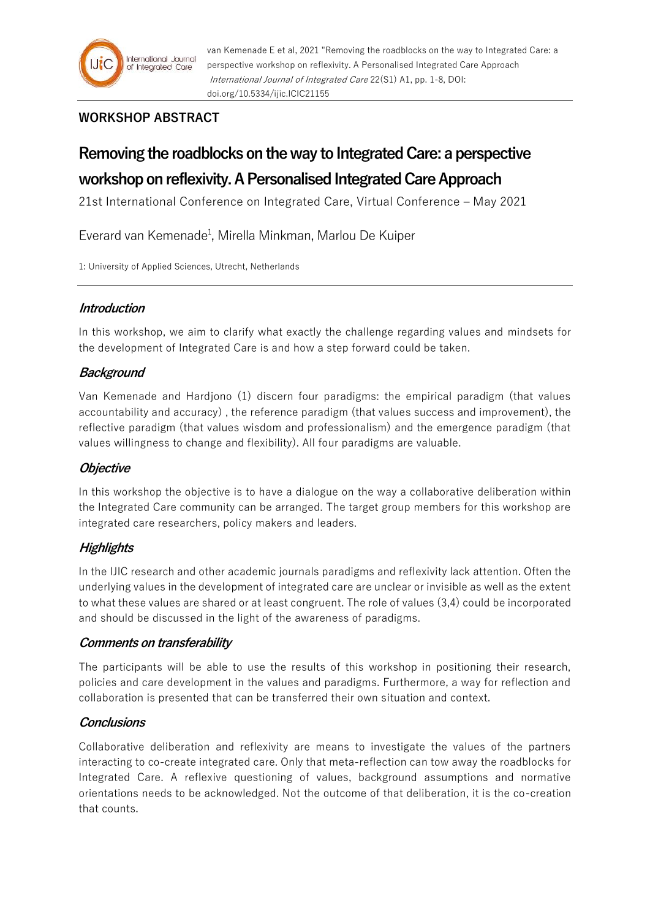**WORKSHOP ABSTRACT**

# Removing the roadblocks on the way to Integrated Care: a perspective workshop on reflexivity. A Personalised Integrated Care Approach

21st International Conference on Integrated Care, Virtual Conference – May 2021

Everard van Kemenade[1], Mirella Minkman, Marlou De Kuiper

1: University of Applied Sciences, Utrecht, Netherlands

## *Introduction*

In this workshop, we aim to clarify what exactly the challenge regarding values and mindsets for the development of Integrated Care is and how a step forward could be taken.

## *Background*

Van Kemenade and Hardjono (1) discern four paradigms: the empirical paradigm (that values accountability and accuracy) , the reference paradigm (that values success and improvement), the reflective paradigm (that values wisdom and professionalism) and the emergence paradigm (that values willingness to change and flexibility). All four paradigms are valuable.

## *Objective*

In this workshop the objective is to have a dialogue on the way a collaborative deliberation within the Integrated Care community can be arranged. The target group members for this workshop are integrated care researchers, policy makers and leaders.

## *Highlights*

In the IJIC research and other academic journals paradigms and reflexivity lack attention. Often the underlying values in the development of integrated care are unclear or invisible as well as the extent to what these values are shared or at least congruent. The role of values (3,4) could be incorporated and should be discussed in the light of the awareness of paradigms.

## *Comments on transferability*

The participants will be able to use the results of this workshop in positioning their research, policies and care development in the values and paradigms. Furthermore, a way for reflection and collaboration is presented that can be transferred their own situation and context.

## *Conclusions*

Collaborative deliberation and reflexivity are means to investigate the values of the partners interacting to co-create integrated care. Only that meta-reflection can tow away the roadblocks for Integrated Care. A reflexive questioning of values, background assumptions and normative orientations needs to be acknowledged. Not the outcome of that deliberation, it is the co-creation that counts.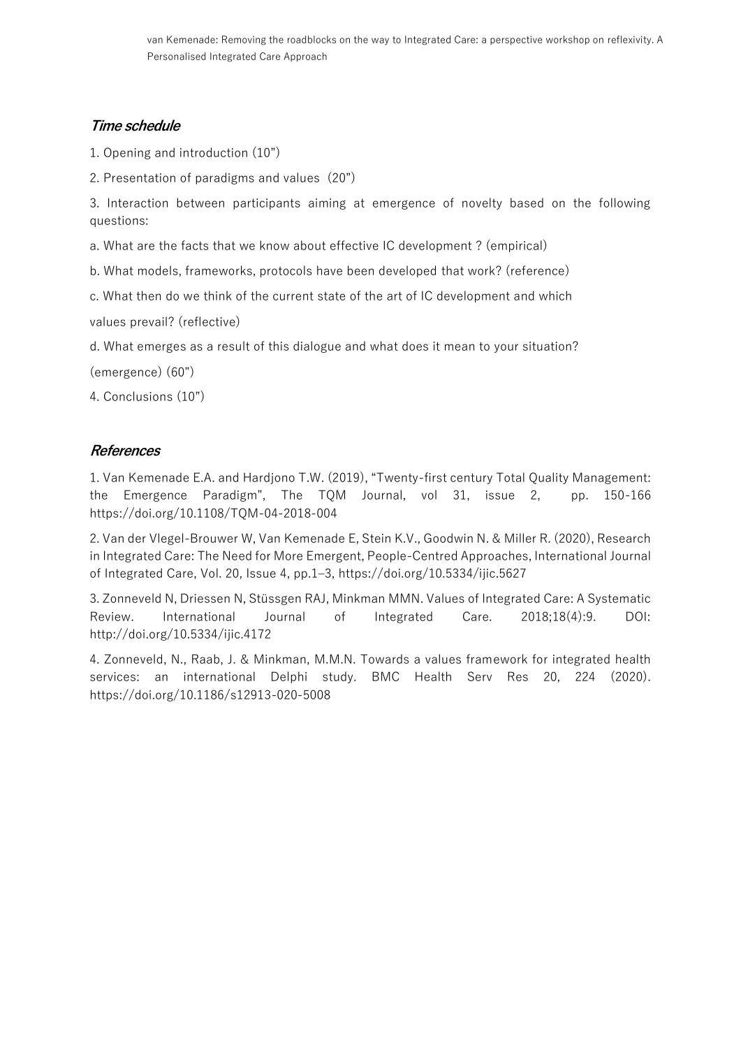## *Time schedule*

1. Opening and introduction (10")

2. Presentation of paradigms and values (20")

3. Interaction between participants aiming at emergence of novelty based on the following questions:

a. What are the facts that we know about effective IC development ? (empirical)

b. What models, frameworks, protocols have been developed that work? (reference)

c. What then do we think of the current state of the art of IC development and which

values prevail? (reflective)

d. What emerges as a result of this dialogue and what does it mean to your situation?

(emergence) (60")

4. Conclusions (10")

## *References*

1. Van Kemenade E.A. and Hardjono T.W. (2019), "Twenty-first century Total Quality Management: the Emergence Paradigm", The TQM Journal, vol 31, issue 2, pp. 150-166 https://doi.org/10.1108/TQM-04-2018-004

2. Van der Vlegel-Brouwer W, Van Kemenade E, Stein K.V., Goodwin N. & Miller R. (2020), Research in Integrated Care: The Need for More Emergent, People-Centred Approaches, International Journal of Integrated Care, Vol. 20, Issue 4, pp.1–3, https://doi.org/10.5334/ijic.5627

3. Zonneveld N, Driessen N, Stüssgen RAJ, Minkman MMN. Values of Integrated Care: A Systematic Review. International Journal of Integrated Care. 2018;18(4):9. DOI: http://doi.org/10.5334/ijic.4172

4. Zonneveld, N., Raab, J. & Minkman, M.M.N. Towards a values framework for integrated health services: an international Delphi study. BMC Health Serv Res 20, 224 (2020). https://doi.org/10.1186/s12913-020-5008